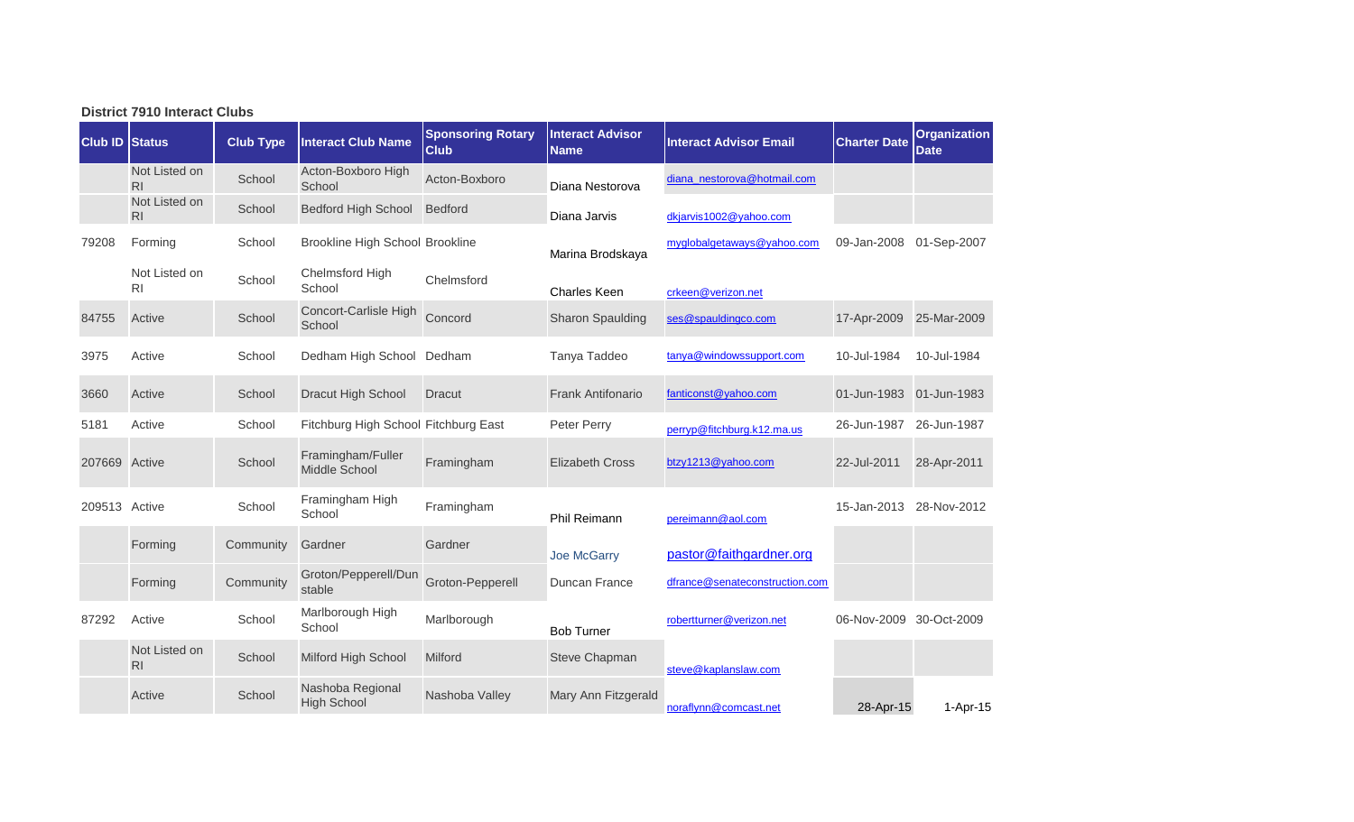**District 7910 Interact Clubs**

| Club ID | Status | Club Type | Interact Club Name | Sponsoring Rotary Club | Interact Advisor Name | Interact Advisor Email | Charter Date | Organization Date |
|---|---|---|---|---|---|---|---|---|
| | Not Listed on RI | School | Acton-Boxboro High School | Acton-Boxboro | Diana Nestorova | diana_nestorova@hotmail.com | | |
| | Not Listed on RI | School | Bedford High School | Bedford | Diana Jarvis | dkjarvis1002@yahoo.com | | |
| 79208 | Forming | School | Brookline High School | Brookline | Marina Brodskaya | myglobalgetaways@yahoo.com | 09-Jan-2008 | 01-Sep-2007 |
| | Not Listed on RI | School | Chelmsford High School | Chelmsford | Charles Keen | crkeen@verizon.net | | |
| 84755 | Active | School | Concort-Carlisle High School | Concord | Sharon Spaulding | ses@spauldingco.com | 17-Apr-2009 | 25-Mar-2009 |
| 3975 | Active | School | Dedham High School | Dedham | Tanya Taddeo | tanya@windowssupport.com | 10-Jul-1984 | 10-Jul-1984 |
| 3660 | Active | School | Dracut High School | Dracut | Frank Antifonario | fanticonst@yahoo.com | 01-Jun-1983 | 01-Jun-1983 |
| 5181 | Active | School | Fitchburg High School | Fitchburg East | Peter Perry | perryp@fitchburg.k12.ma.us | 26-Jun-1987 | 26-Jun-1987 |
| 207669 | Active | School | Framingham/Fuller Middle School | Framingham | Elizabeth Cross | btzy1213@yahoo.com | 22-Jul-2011 | 28-Apr-2011 |
| 209513 | Active | School | Framingham High School | Framingham | Phil Reimann | pereimann@aol.com | 15-Jan-2013 | 28-Nov-2012 |
| | Forming | Community | Gardner | Gardner | Joe McGarry | pastor@faithgardner.org | | |
| | Forming | Community | Groton/Pepperell/Dunstable | Groton-Pepperell | Duncan France | dfrance@senateconstruction.com | | |
| 87292 | Active | School | Marlborough High School | Marlborough | Bob Turner | robertturner@verizon.net | 06-Nov-2009 | 30-Oct-2009 |
| | Not Listed on RI | School | Milford High School | Milford | Steve Chapman | steve@kaplanslaw.com | | |
| | Active | School | Nashoba Regional High School | Nashoba Valley | Mary Ann Fitzgerald | noraflynn@comcast.net | 28-Apr-15 | 1-Apr-15 |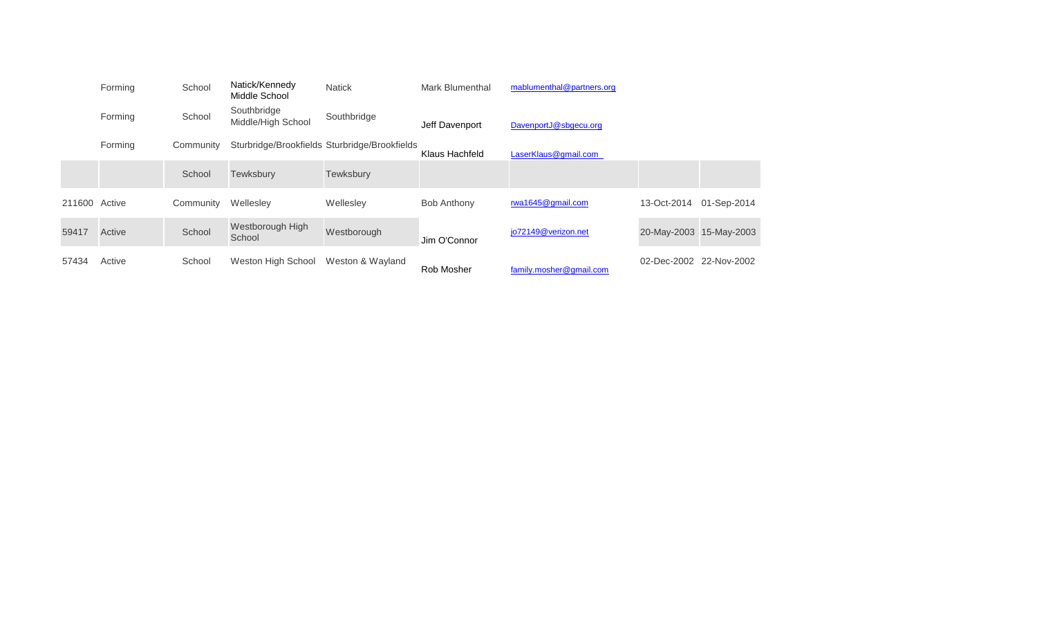| | | | | | | | | |
|---|---|---|---|---|---|---|---|---|
| | Forming | School | Natick/Kennedy Middle School | Natick | Mark Blumenthal | mablumenthal@partners.org | | |
| | Forming | School | Southbridge Middle/High School | Southbridge | Jeff Davenport | DavenportJ@sbgecu.org | | |
| | Forming | Community | Sturbridge/Brookfields | Sturbridge/Brookfields | Klaus Hachfeld | LaserKlaus@gmail.com | | |
| | | School | Tewksbury | Tewksbury | | | | |
| 211600 | Active | Community | Wellesley | Wellesley | Bob Anthony | rwa1645@gmail.com | 13-Oct-2014 | 01-Sep-2014 |
| 59417 | Active | School | Westborough High School | Westborough | Jim O'Connor | jo72149@verizon.net | 20-May-2003 | 15-May-2003 |
| 57434 | Active | School | Weston High School | Weston & Wayland | Rob Mosher | family.mosher@gmail.com | 02-Dec-2002 | 22-Nov-2002 |